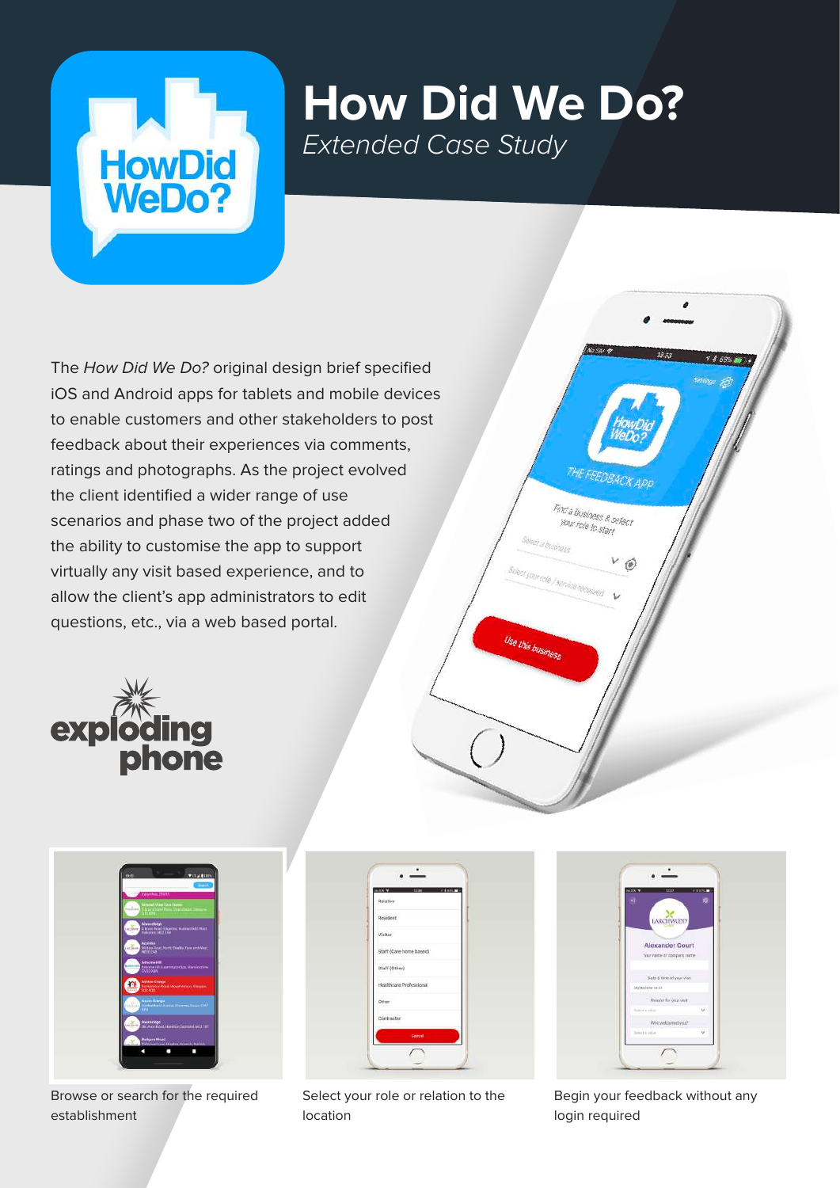# How Did We Do?

*Extended Case Study*

The *How Did We Do?* original design brief specified iOS and Android apps for tablets and mobile devices to enable customers and other stakeholders to post feedback about their experiences via comments, ratings and photographs. As the project evolved the client identified a wider range of use scenarios and phase two of the project added the ability to customise the app to support virtually any visit based experience, and to allow the client's app administrators to edit questions, etc., via a web based portal.

Browse or search for the required establishment

Select your role or relation to the location

Begin your feedback without any login required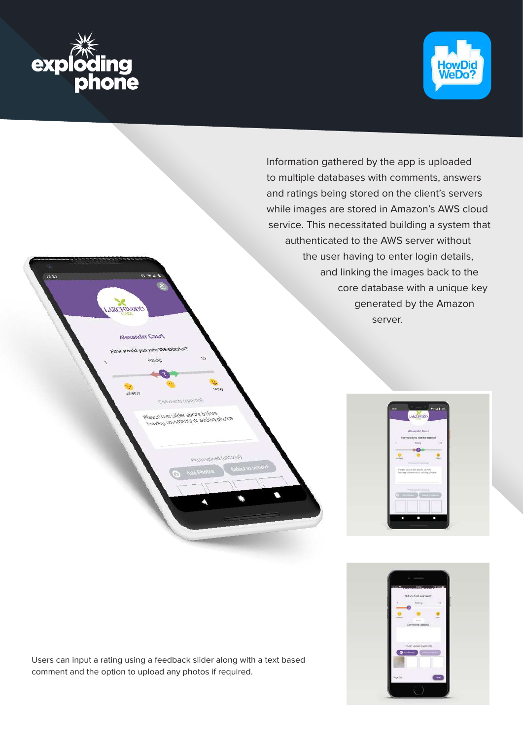Information gathered by the app is uploaded to multiple databases with comments, answers and ratings being stored on the client's servers while images are stored in Amazon's AWS cloud service. This necessitated building a system that authenticated to the AWS server without the user having to enter login details, and linking the images back to the core database with a unique key generated by the Amazon server.

Users can input a rating using a feedback slider along with a text based comment and the option to upload any photos if required.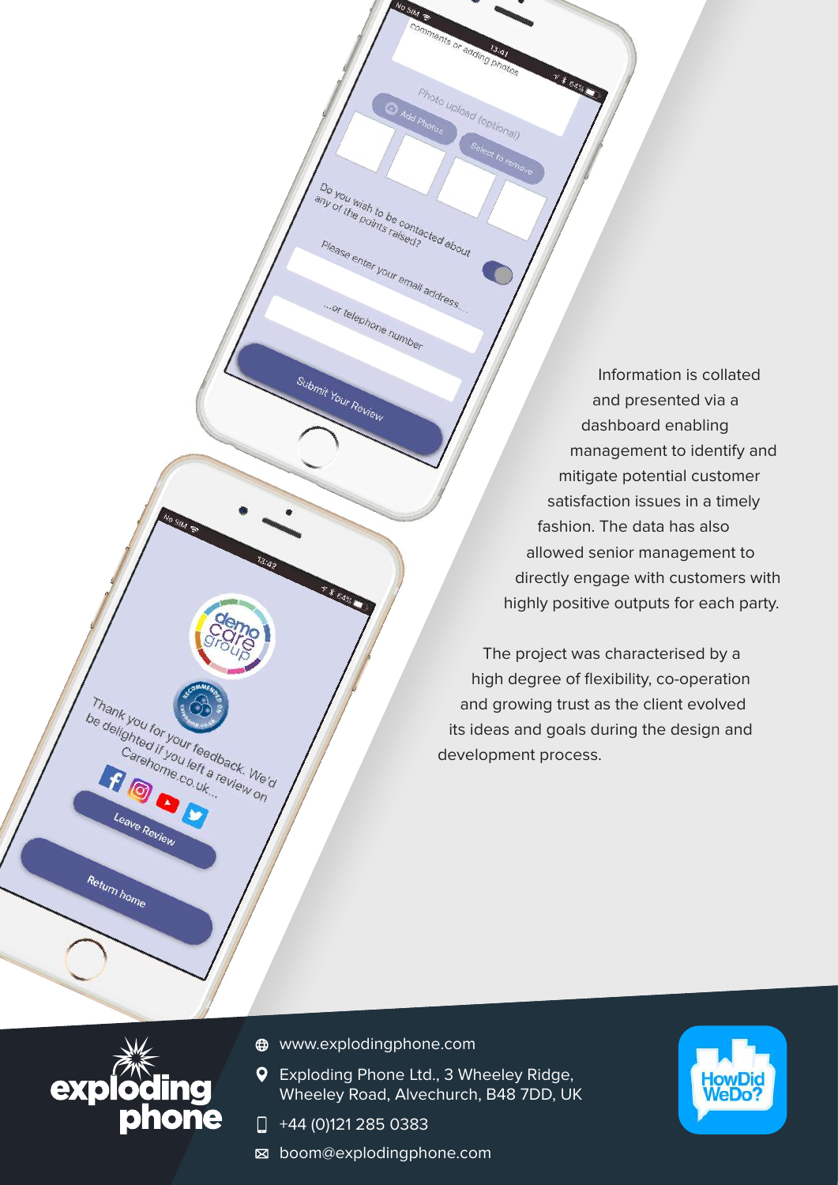Information is collated and presented via a dashboard enabling management to identify and mitigate potential customer satisfaction issues in a timely fashion. The data has also allowed senior management to directly engage with customers with highly positive outputs for each party.

The project was characterised by a high degree of flexibility, co-operation and growing trust as the client evolved its ideas and goals during the design and development process.

www.explodingphone.com

Exploding Phone Ltd., 3 Wheeley Ridge, Wheeley Road, Alvechurch, B48 7DD, UK

+44 (0)121 285 0383

boom@explodingphone.com